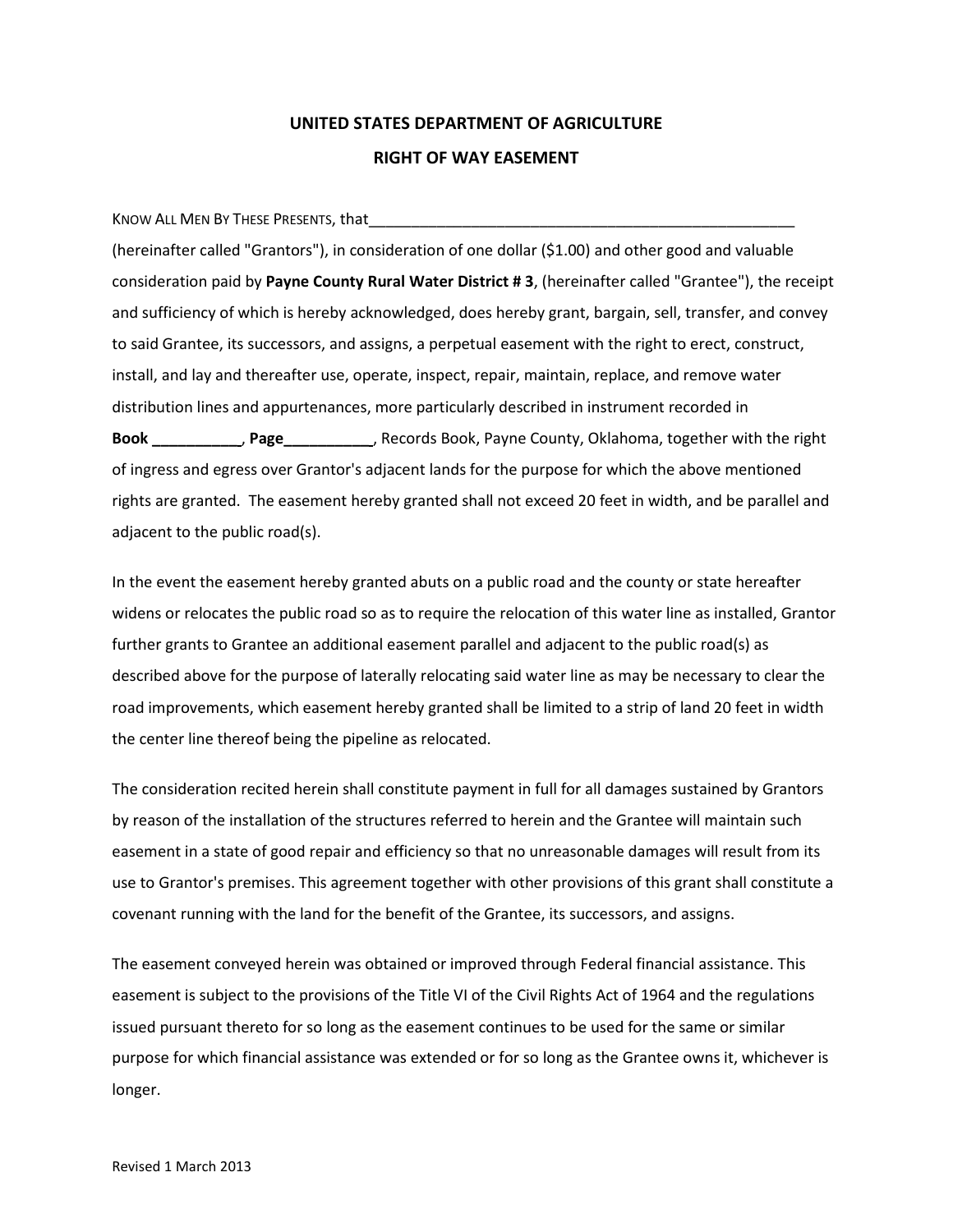# UNITED STATES DEPARTMENT OF AGRICULTURE

## RIGHT OF WAY EASEMENT

KNOW ALL MEN BY THESE PRESENTS, that_____________________________________________________ (hereinafter called "Grantors"), in consideration of one dollar ($1.00) and other good and valuable consideration paid by **Payne County Rural Water District # 3**, (hereinafter called "Grantee"), the receipt and sufficiency of which is hereby acknowledged, does hereby grant, bargain, sell, transfer, and convey to said Grantee, its successors, and assigns, a perpetual easement with the right to erect, construct, install, and lay and thereafter use, operate, inspect, repair, maintain, replace, and remove water distribution lines and appurtenances, more particularly described in instrument recorded in **Book __________**, **Page__________**, Records Book, Payne County, Oklahoma, together with the right of ingress and egress over Grantor's adjacent lands for the purpose for which the above mentioned rights are granted. The easement hereby granted shall not exceed 20 feet in width, and be parallel and adjacent to the public road(s).

In the event the easement hereby granted abuts on a public road and the county or state hereafter widens or relocates the public road so as to require the relocation of this water line as installed, Grantor further grants to Grantee an additional easement parallel and adjacent to the public road(s) as described above for the purpose of laterally relocating said water line as may be necessary to clear the road improvements, which easement hereby granted shall be limited to a strip of land 20 feet in width the center line thereof being the pipeline as relocated.

The consideration recited herein shall constitute payment in full for all damages sustained by Grantors by reason of the installation of the structures referred to herein and the Grantee will maintain such easement in a state of good repair and efficiency so that no unreasonable damages will result from its use to Grantor's premises. This agreement together with other provisions of this grant shall constitute a covenant running with the land for the benefit of the Grantee, its successors, and assigns.

The easement conveyed herein was obtained or improved through Federal financial assistance. This easement is subject to the provisions of the Title VI of the Civil Rights Act of 1964 and the regulations issued pursuant thereto for so long as the easement continues to be used for the same or similar purpose for which financial assistance was extended or for so long as the Grantee owns it, whichever is longer.

Revised 1 March 2013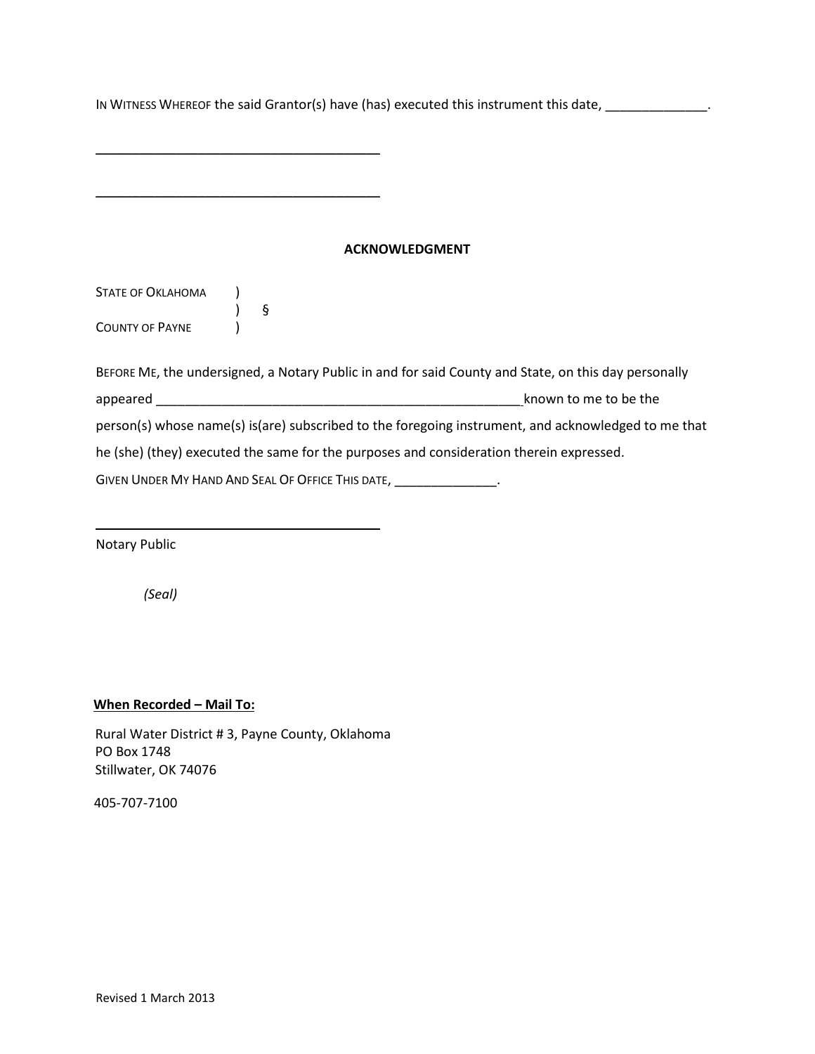IN WITNESS WHEREOF the said Grantor(s) have (has) executed this instrument this date, ______________.

________________________________________

________________________________________

**ACKNOWLEDGMENT**

STATE OF OKLAHOMA )
) §
COUNTY OF PAYNE )

BEFORE ME, the undersigned, a Notary Public in and for said County and State, on this day personally appeared ____________________________________________________ known to me to be the person(s) whose name(s) is(are) subscribed to the foregoing instrument, and acknowledged to me that he (she) (they) executed the same for the purposes and consideration therein expressed.

GIVEN UNDER MY HAND AND SEAL OF OFFICE THIS DATE, ______________.

________________________________________

Notary Public

*(Seal)*

**When Recorded – Mail To:**

Rural Water District # 3, Payne County, Oklahoma
PO Box 1748
Stillwater, OK 74076

405-707-7100

Revised 1 March 2013